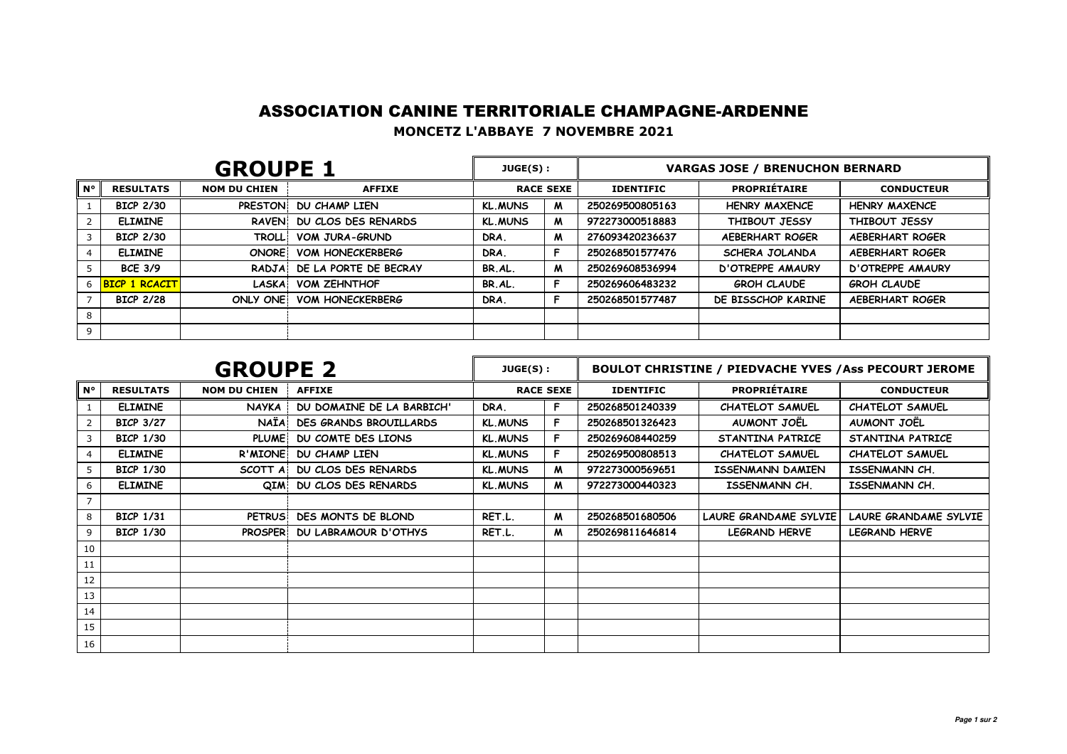# ASSOCIATION CANINE TERRITORIALE CHAMPAGNE-ARDENNE

**MONCETZ L'ABBAYE 7 NOVEMBRE 2021**

## GROUPE 1

**JUGE(S) :** VARGAS JOSE / BRENUCHON BERNARD

| N° | RESULTATS | NOM DU CHIEN | AFFIXE | RACE | SEXE | IDENTIFIC | PROPRIÉTAIRE | CONDUCTEUR |
|---|---|---|---|---|---|---|---|---|
| 1 | BICP 2/30 | PRESTON | DU CHAMP LIEN | KL.MUNS | M | 250269500805163 | HENRY MAXENCE | HENRY MAXENCE |
| 2 | ELIMINE | RAVEN | DU CLOS DES RENARDS | KL.MUNS | M | 972273000518883 | THIBOUT JESSY | THIBOUT JESSY |
| 3 | BICP 2/30 | TROLL | VOM JURA-GRUND | DRA. | M | 276093420236637 | AEBERHART ROGER | AEBERHART ROGER |
| 4 | ELIMINE | ONORE | VOM HONECKERBERG | DRA. | F | 250268501577476 | SCHERA JOLANDA | AEBERHART ROGER |
| 5 | BCE 3/9 | RADJA | DE LA PORTE DE BECRAY | BR.AL. | M | 250269608536994 | D'OTREPPE AMAURY | D'OTREPPE AMAURY |
| 6 | BICP 1 RCACIT | LASKA | VOM ZEHNTHOF | BR.AL. | F | 250269606483232 | GROH CLAUDE | GROH CLAUDE |
| 7 | BICP 2/28 | ONLY ONE | VOM HONECKERBERG | DRA. | F | 250268501577487 | DE BISSCHOP KARINE | AEBERHART ROGER |
| 8 | | | | | | | | |
| 9 | | | | | | | | |

## GROUPE 2

**JUGE(S) :** BOULOT CHRISTINE / PIEDVACHE YVES /Ass PECOURT JEROME

| N° | RESULTATS | NOM DU CHIEN | AFFIXE | RACE | SEXE | IDENTIFIC | PROPRIÉTAIRE | CONDUCTEUR |
|---|---|---|---|---|---|---|---|---|
| 1 | ELIMINE | NAYKA | DU DOMAINE DE LA BARBICH' | DRA. | F | 250268501240339 | CHATELOT SAMUEL | CHATELOT SAMUEL |
| 2 | BICP 3/27 | NAÏA | DES GRANDS BROUILLARDS | KL.MUNS | F | 250268501326423 | AUMONT JOËL | AUMONT JOËL |
| 3 | BICP 1/30 | PLUME | DU COMTE DES LIONS | KL.MUNS | F | 250269608440259 | STANTINA PATRICE | STANTINA PATRICE |
| 4 | ELIMINE | R'MIONE | DU CHAMP LIEN | KL.MUNS | F | 250269500808513 | CHATELOT SAMUEL | CHATELOT SAMUEL |
| 5 | BICP 1/30 | SCOTT A | DU CLOS DES RENARDS | KL.MUNS | M | 972273000569651 | ISSENMANN DAMIEN | ISSENMANN CH. |
| 6 | ELIMINE | QIM | DU CLOS DES RENARDS | KL.MUNS | M | 972273000440323 | ISSENMANN CH. | ISSENMANN CH. |
| 7 | | | | | | | | |
| 8 | BICP 1/31 | PETRUS | DES MONTS DE BLOND | RET.L. | M | 250268501680506 | LAURE GRANDAME SYLVIE | LAURE GRANDAME SYLVIE |
| 9 | BICP 1/30 | PROSPER | DU LABRAMOUR D'OTHYS | RET.L. | M | 250269811646814 | LEGRAND HERVE | LEGRAND HERVE |
| 10 | | | | | | | | |
| 11 | | | | | | | | |
| 12 | | | | | | | | |
| 13 | | | | | | | | |
| 14 | | | | | | | | |
| 15 | | | | | | | | |
| 16 | | | | | | | | |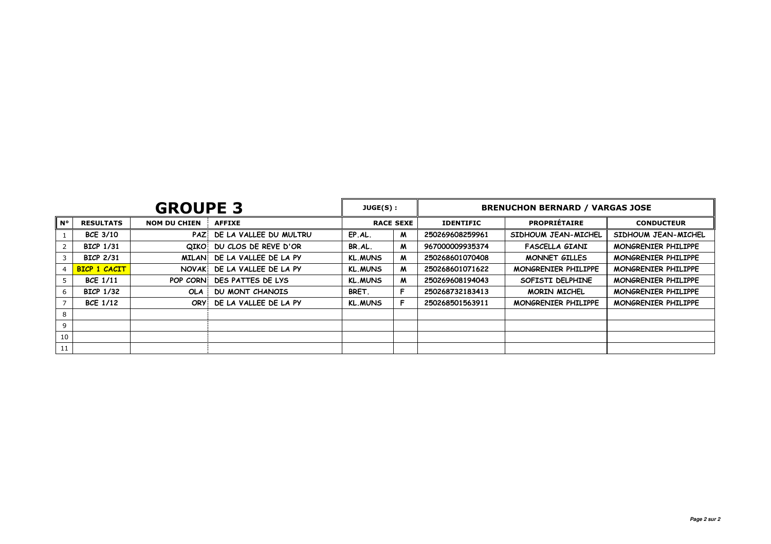| GROUPE 3 | | | | JUGE(S) : | | BRENUCHON BERNARD / VARGAS JOSE | | |
|---|---|---|---|---|---|---|---|---|
| N° | RESULTATS | NOM DU CHIEN | AFFIXE | RACE | SEXE | IDENTIFIC | PROPRIÉTAIRE | CONDUCTEUR |
| 1 | BCE 3/10 | PAZ | DE LA VALLEE DU MULTRU | EP.AL. | M | 250269608259961 | SIDHOUM JEAN-MICHEL | SIDHOUM JEAN-MICHEL |
| 2 | BICP 1/31 | QIKO | DU CLOS DE REVE D'OR | BR.AL. | M | 967000009935374 | FASCELLA GIANI | MONGRENIER PHILIPPE |
| 3 | BICP 2/31 | MILAN | DE LA VALLEE DE LA PY | KL.MUNS | M | 250268601070408 | MONNET GILLES | MONGRENIER PHILIPPE |
| 4 | BICP 1 CACIT | NOVAK | DE LA VALLEE DE LA PY | KL.MUNS | M | 250268601071622 | MONGRENIER PHILIPPE | MONGRENIER PHILIPPE |
| 5 | BCE 1/11 | POP CORN | DES PATTES DE LYS | KL.MUNS | M | 250269608194043 | SOFISTI DELPHINE | MONGRENIER PHILIPPE |
| 6 | BICP 1/32 | OLA | DU MONT CHANOIS | BRET. | F | 250268732183413 | MORIN MICHEL | MONGRENIER PHILIPPE |
| 7 | BCE 1/12 | ORY | DE LA VALLEE DE LA PY | KL.MUNS | F | 250268501563911 | MONGRENIER PHILIPPE | MONGRENIER PHILIPPE |
| 8 | | | | | | | | |
| 9 | | | | | | | | |
| 10 | | | | | | | | |
| 11 | | | | | | | | |